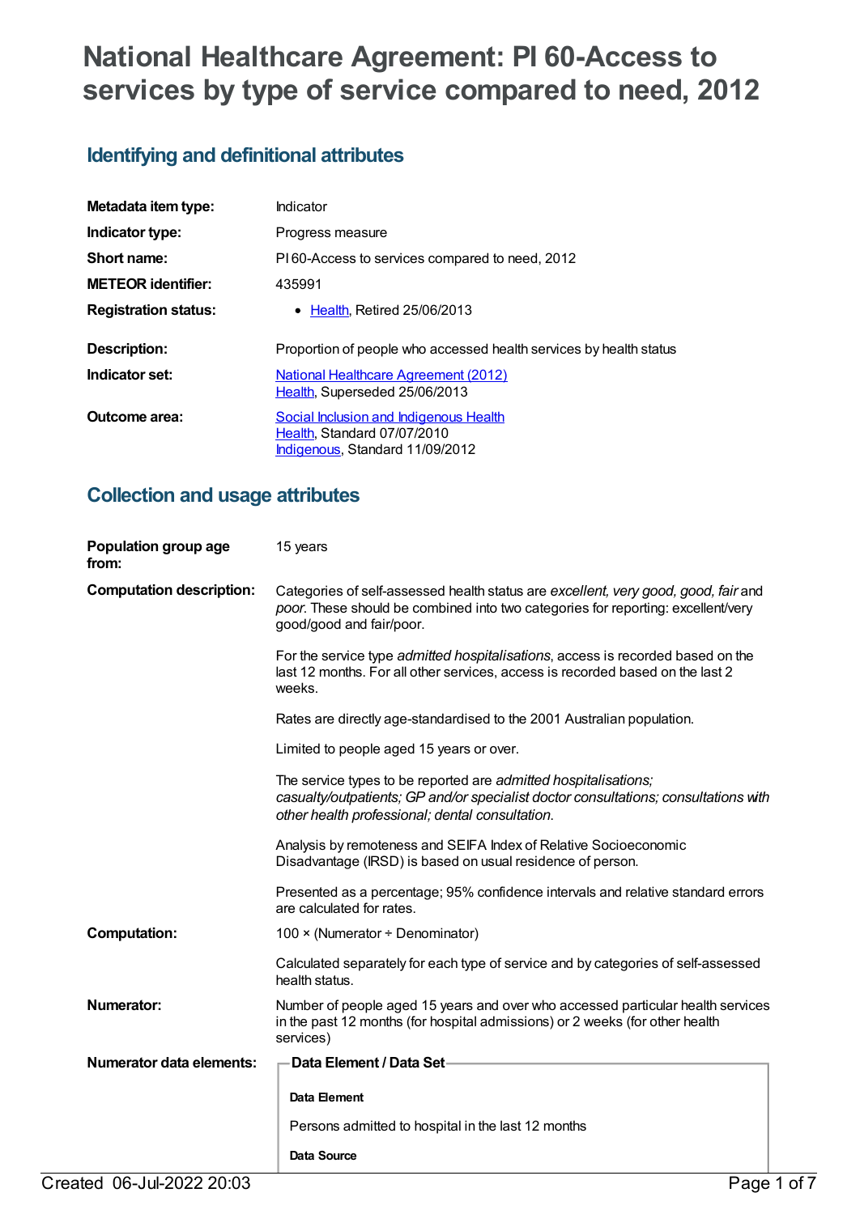# National Healthcare Agreement: PI 60-Access to services by type of service compared to need, 2012

## Identifying and definitional attributes

| | |
|---|---|
| **Metadata item type:** | Indicator |
| **Indicator type:** | Progress measure |
| **Short name:** | PI 60-Access to services compared to need, 2012 |
| **METEOR identifier:** | 435991 |
| **Registration status:** | • Health, Retired 25/06/2013 |
| **Description:** | Proportion of people who accessed health services by health status |
| **Indicator set:** | National Healthcare Agreement (2012)<br>Health, Superseded 25/06/2013 |
| **Outcome area:** | Social Inclusion and Indigenous Health<br>Health, Standard 07/07/2010<br>Indigenous, Standard 11/09/2012 |

## Collection and usage attributes

**Population group age from:** 15 years

**Computation description:**

Categories of self-assessed health status are *excellent, very good, good, fair* and *poor.* These should be combined into two categories for reporting: excellent/very good/good and fair/poor.

For the service type *admitted hospitalisations*, access is recorded based on the last 12 months. For all other services, access is recorded based on the last 2 weeks.

Rates are directly age-standardised to the 2001 Australian population.

Limited to people aged 15 years or over.

The service types to be reported are *admitted hospitalisations; casualty/outpatients; GP and/or specialist doctor consultations; consultations with other health professional; dental consultation*.

Analysis by remoteness and SEIFA Index of Relative Socioeconomic Disadvantage (IRSD) is based on usual residence of person.

Presented as a percentage; 95% confidence intervals and relative standard errors are calculated for rates.

**Computation:**

100 × (Numerator ÷ Denominator)

Calculated separately for each type of service and by categories of self-assessed health status.

**Numerator:**

Number of people aged 15 years and over who accessed particular health services in the past 12 months (for hospital admissions) or 2 weeks (for other health services)

**Numerator data elements:**

**Data Element / Data Set**

**Data Element**

Persons admitted to hospital in the last 12 months

**Data Source**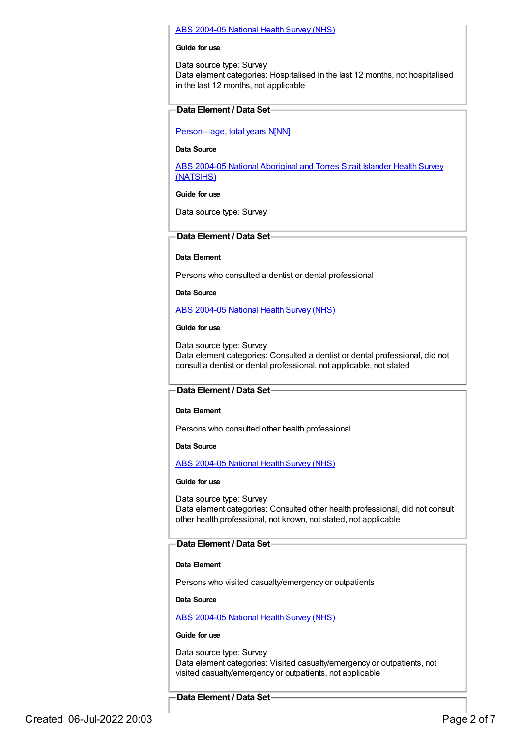ABS 2004-05 National Health Survey (NHS)

**Guide for use**

Data source type: Survey
Data element categories: Hospitalised in the last 12 months, not hospitalised in the last 12 months, not applicable

### Data Element / Data Set

Person—age, total years N[NN]

**Data Source**

ABS 2004-05 National Aboriginal and Torres Strait Islander Health Survey (NATSIHS)

**Guide for use**

Data source type: Survey

### Data Element / Data Set

**Data Element**

Persons who consulted a dentist or dental professional

**Data Source**

ABS 2004-05 National Health Survey (NHS)

**Guide for use**

Data source type: Survey
Data element categories: Consulted a dentist or dental professional, did not consult a dentist or dental professional, not applicable, not stated

### Data Element / Data Set

**Data Element**

Persons who consulted other health professional

**Data Source**

ABS 2004-05 National Health Survey (NHS)

**Guide for use**

Data source type: Survey
Data element categories: Consulted other health professional, did not consult other health professional, not known, not stated, not applicable

### Data Element / Data Set

**Data Element**

Persons who visited casualty/emergency or outpatients

**Data Source**

ABS 2004-05 National Health Survey (NHS)

**Guide for use**

Data source type: Survey
Data element categories: Visited casualty/emergency or outpatients, not visited casualty/emergency or outpatients, not applicable

### Data Element / Data Set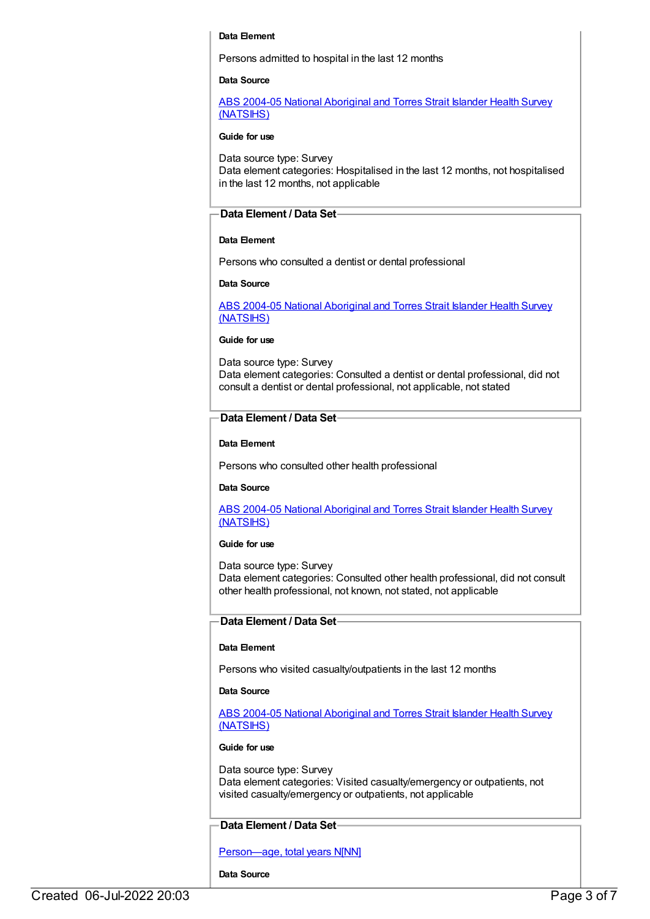**Data Element**

Persons admitted to hospital in the last 12 months

**Data Source**

[ABS 2004-05 National Aboriginal and Torres Strait Islander Health Survey (NATSIHS)]

**Guide for use**

Data source type: Survey
Data element categories: Hospitalised in the last 12 months, not hospitalised in the last 12 months, not applicable

### Data Element / Data Set

**Data Element**

Persons who consulted a dentist or dental professional

**Data Source**

[ABS 2004-05 National Aboriginal and Torres Strait Islander Health Survey (NATSIHS)]

**Guide for use**

Data source type: Survey
Data element categories: Consulted a dentist or dental professional, did not consult a dentist or dental professional, not applicable, not stated

### Data Element / Data Set

**Data Element**

Persons who consulted other health professional

**Data Source**

[ABS 2004-05 National Aboriginal and Torres Strait Islander Health Survey (NATSIHS)]

**Guide for use**

Data source type: Survey
Data element categories: Consulted other health professional, did not consult other health professional, not known, not stated, not applicable

### Data Element / Data Set

**Data Element**

Persons who visited casualty/outpatients in the last 12 months

**Data Source**

[ABS 2004-05 National Aboriginal and Torres Strait Islander Health Survey (NATSIHS)]

**Guide for use**

Data source type: Survey
Data element categories: Visited casualty/emergency or outpatients, not visited casualty/emergency or outpatients, not applicable

### Data Element / Data Set

[Person—age, total years N[NN]]

**Data Source**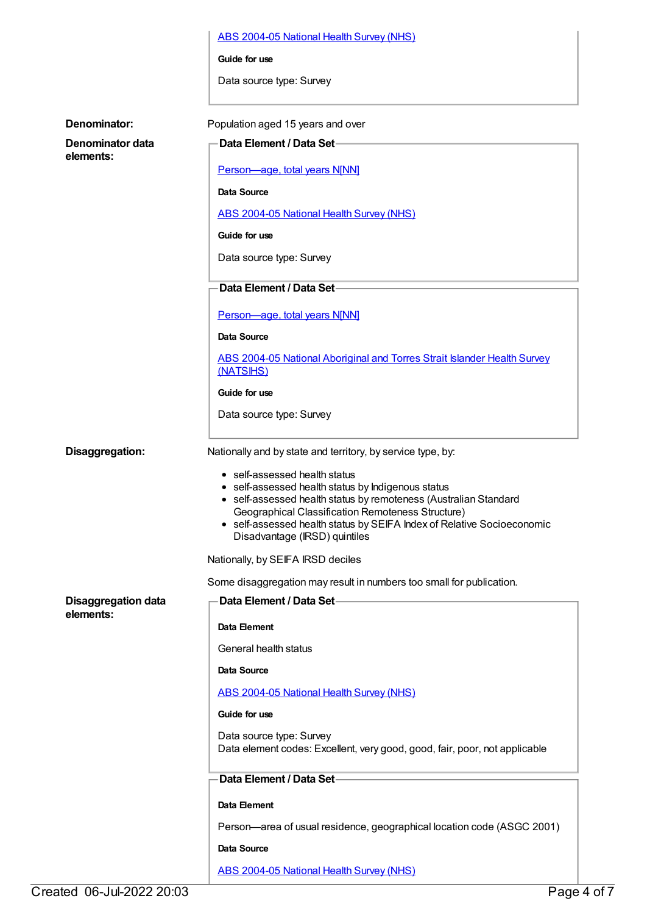ABS 2004-05 National Health Survey (NHS)

**Guide for use**

Data source type: Survey

**Denominator:** Population aged 15 years and over

**Denominator data elements:**

**Data Element / Data Set**

Person—age, total years N[NN]

**Data Source**

ABS 2004-05 National Health Survey (NHS)

**Guide for use**

Data source type: Survey

**Data Element / Data Set**

Person—age, total years N[NN]

**Data Source**

ABS 2004-05 National Aboriginal and Torres Strait Islander Health Survey (NATSIHS)

**Guide for use**

Data source type: Survey

**Disaggregation:** Nationally and by state and territory, by service type, by:

- self-assessed health status
- self-assessed health status by Indigenous status
- self-assessed health status by remoteness (Australian Standard Geographical Classification Remoteness Structure)
- self-assessed health status by SEIFA Index of Relative Socioeconomic Disadvantage (IRSD) quintiles

Nationally, by SEIFA IRSD deciles

Some disaggregation may result in numbers too small for publication.

**Disaggregation data elements:**

**Data Element / Data Set**

**Data Element**

General health status

**Data Source**

ABS 2004-05 National Health Survey (NHS)

**Guide for use**

Data source type: Survey
Data element codes: Excellent, very good, good, fair, poor, not applicable

**Data Element / Data Set**

**Data Element**

Person—area of usual residence, geographical location code (ASGC 2001)

**Data Source**

ABS 2004-05 National Health Survey (NHS)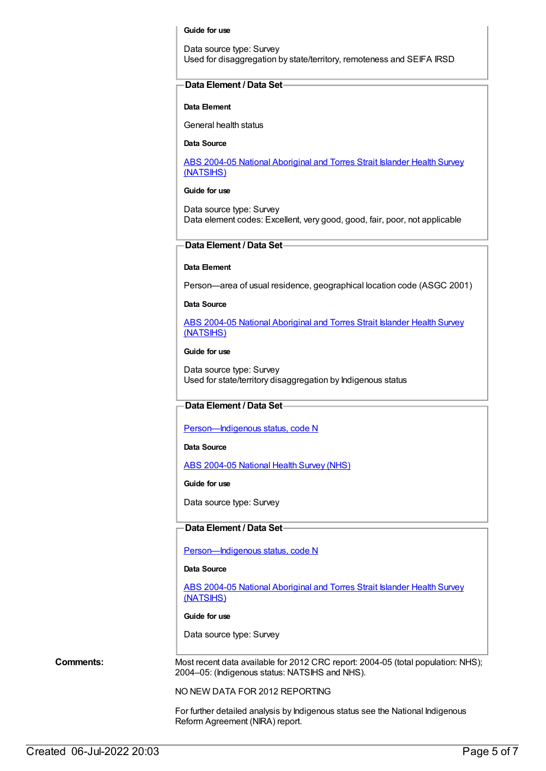**Guide for use**

Data source type: Survey
Used for disaggregation by state/territory, remoteness and SEIFA IRSD

**Data Element / Data Set**

**Data Element**

General health status

**Data Source**

ABS 2004-05 National Aboriginal and Torres Strait Islander Health Survey (NATSIHS)

**Guide for use**

Data source type: Survey
Data element codes: Excellent, very good, good, fair, poor, not applicable

**Data Element / Data Set**

**Data Element**

Person—area of usual residence, geographical location code (ASGC 2001)

**Data Source**

ABS 2004-05 National Aboriginal and Torres Strait Islander Health Survey (NATSIHS)

**Guide for use**

Data source type: Survey
Used for state/territory disaggregation by Indigenous status

**Data Element / Data Set**

Person—Indigenous status, code N

**Data Source**

ABS 2004-05 National Health Survey (NHS)

**Guide for use**

Data source type: Survey

**Data Element / Data Set**

Person—Indigenous status, code N

**Data Source**

ABS 2004-05 National Aboriginal and Torres Strait Islander Health Survey (NATSIHS)

**Guide for use**

Data source type: Survey

**Comments:**

Most recent data available for 2012 CRC report: 2004-05 (total population: NHS); 2004–05: (Indigenous status: NATSIHS and NHS).

NO NEW DATA FOR 2012 REPORTING

For further detailed analysis by Indigenous status see the National Indigenous Reform Agreement (NIRA) report.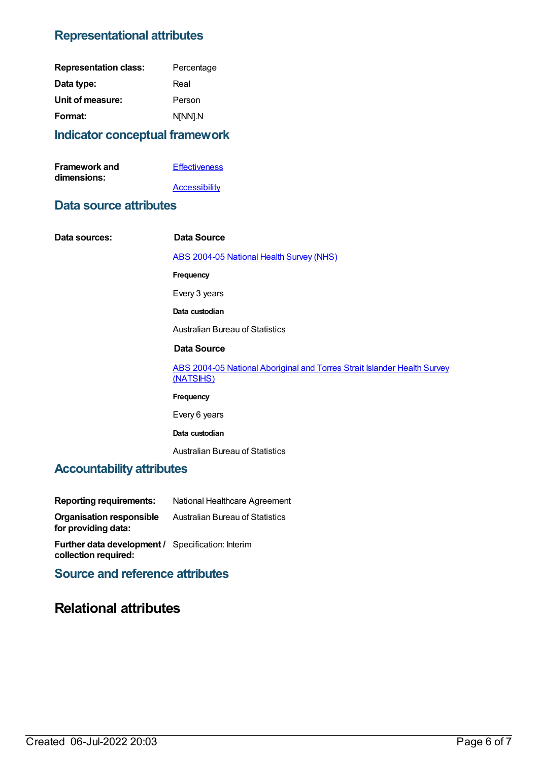## Representational attributes

**Representation class:** Percentage

**Data type:** Real

**Unit of measure:** Person

**Format:** N[NN].N

## Indicator conceptual framework

**Framework and dimensions:**

[Effectiveness](#)

[Accessibility](#)

## Data source attributes

**Data sources:**

**Data Source**

[ABS 2004-05 National Health Survey (NHS)](#)

**Frequency**

Every 3 years

**Data custodian**

Australian Bureau of Statistics

**Data Source**

[ABS 2004-05 National Aboriginal and Torres Strait Islander Health Survey (NATSIHS)](#)

**Frequency**

Every 6 years

**Data custodian**

Australian Bureau of Statistics

## Accountability attributes

**Reporting requirements:** National Healthcare Agreement

**Organisation responsible for providing data:** Australian Bureau of Statistics

**Further data development / collection required:** Specification: Interim

## Source and reference attributes

# Relational attributes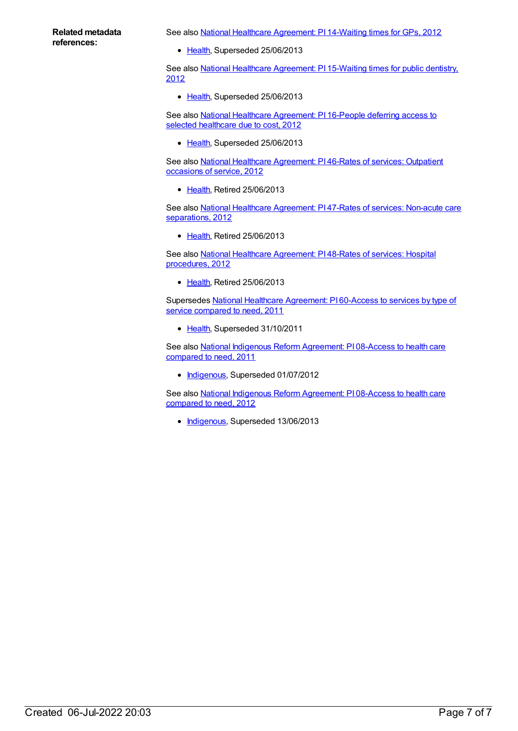**Related metadata references:**

See also National Healthcare Agreement: PI 14-Waiting times for GPs, 2012

- Health, Superseded 25/06/2013

See also National Healthcare Agreement: PI 15-Waiting times for public dentistry, 2012

- Health, Superseded 25/06/2013

See also National Healthcare Agreement: PI 16-People deferring access to selected healthcare due to cost, 2012

- Health, Superseded 25/06/2013

See also National Healthcare Agreement: PI 46-Rates of services: Outpatient occasions of service, 2012

- Health, Retired 25/06/2013

See also National Healthcare Agreement: PI 47-Rates of services: Non-acute care separations, 2012

- Health, Retired 25/06/2013

See also National Healthcare Agreement: PI 48-Rates of services: Hospital procedures, 2012

- Health, Retired 25/06/2013

Supersedes National Healthcare Agreement: PI 60-Access to services by type of service compared to need, 2011

- Health, Superseded 31/10/2011

See also National Indigenous Reform Agreement: PI 08-Access to health care compared to need, 2011

- Indigenous, Superseded 01/07/2012

See also National Indigenous Reform Agreement: PI 08-Access to health care compared to need, 2012

- Indigenous, Superseded 13/06/2013